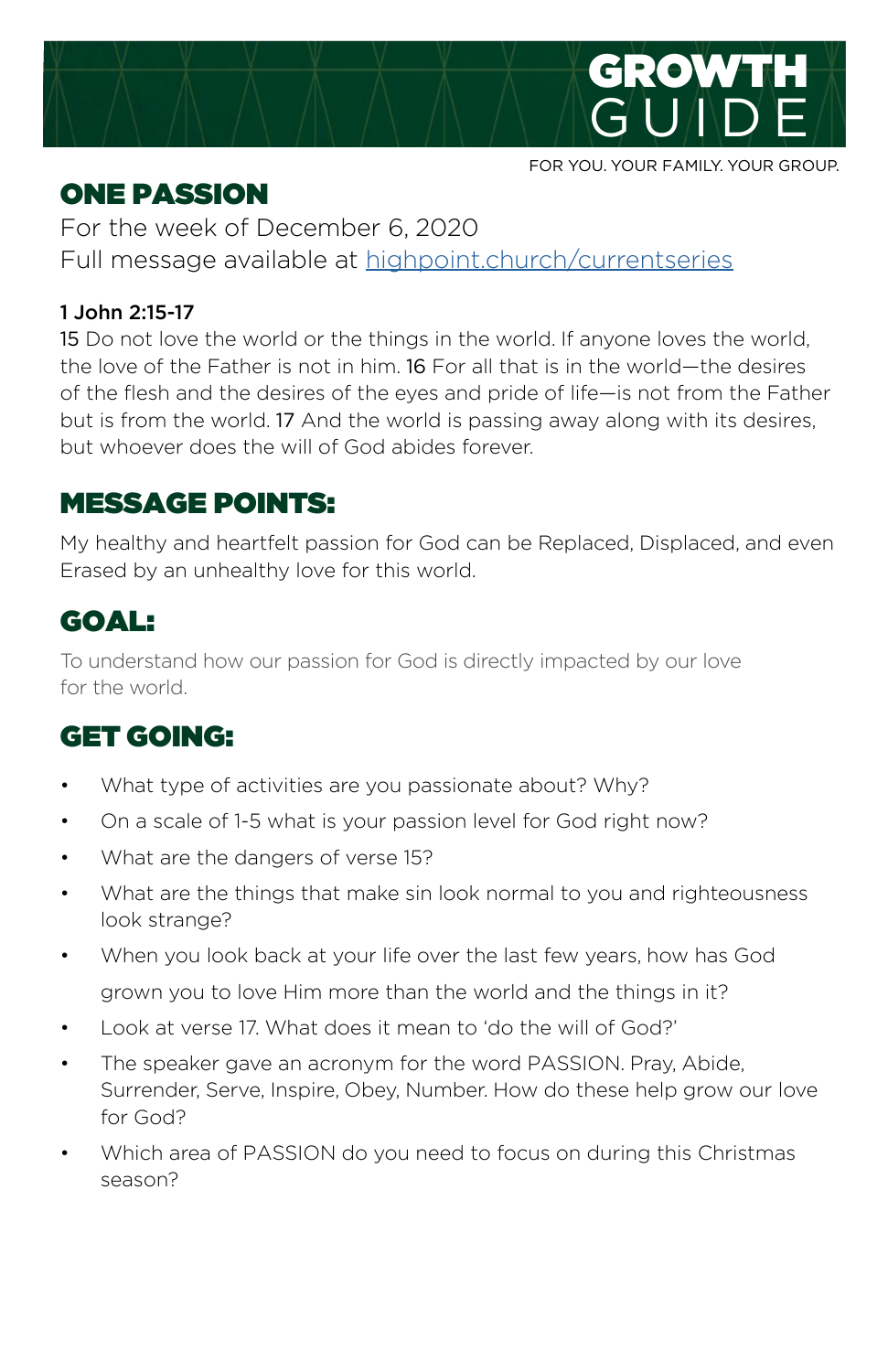# GROWTH GUIDE

FOR YOU. YOUR FAMILY. YOUR GROUP.

## ONE PASSION

For the week of December 6, 2020
Full message available at [highpoint.church/currentseries](highpoint.church/currentseries)

**1 John 2:15-17**
15 Do not love the world or the things in the world. If anyone loves the world, the love of the Father is not in him. 16 For all that is in the world—the desires of the flesh and the desires of the eyes and pride of life—is not from the Father but is from the world. 17 And the world is passing away along with its desires, but whoever does the will of God abides forever.

## MESSAGE POINTS:

My healthy and heartfelt passion for God can be Replaced, Displaced, and even Erased by an unhealthy love for this world.

## GOAL:

To understand how our passion for God is directly impacted by our love for the world.

## GET GOING:

- What type of activities are you passionate about? Why?
- On a scale of 1-5 what is your passion level for God right now?
- What are the dangers of verse 15?
- What are the things that make sin look normal to you and righteousness look strange?
- When you look back at your life over the last few years, how has God grown you to love Him more than the world and the things in it?
- Look at verse 17. What does it mean to 'do the will of God?'
- The speaker gave an acronym for the word PASSION. Pray, Abide, Surrender, Serve, Inspire, Obey, Number. How do these help grow our love for God?
- Which area of PASSION do you need to focus on during this Christmas season?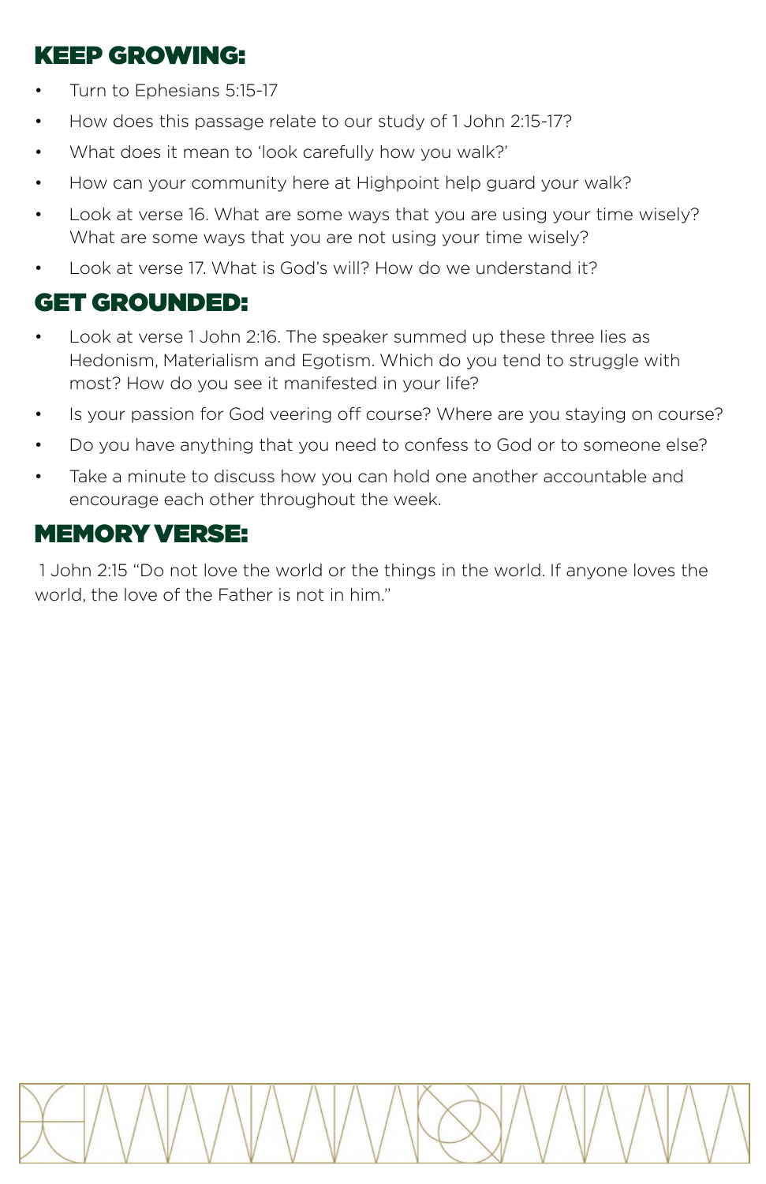## KEEP GROWING:

- Turn to Ephesians 5:15-17
- How does this passage relate to our study of 1 John 2:15-17?
- What does it mean to 'look carefully how you walk?'
- How can your community here at Highpoint help guard your walk?
- Look at verse 16. What are some ways that you are using your time wisely? What are some ways that you are not using your time wisely?
- Look at verse 17. What is God's will? How do we understand it?

## GET GROUNDED:

- Look at verse 1 John 2:16. The speaker summed up these three lies as Hedonism, Materialism and Egotism. Which do you tend to struggle with most? How do you see it manifested in your life?
- Is your passion for God veering off course? Where are you staying on course?
- Do you have anything that you need to confess to God or to someone else?
- Take a minute to discuss how you can hold one another accountable and encourage each other throughout the week.

## MEMORY VERSE:

1 John 2:15 "Do not love the world or the things in the world. If anyone loves the world, the love of the Father is not in him."